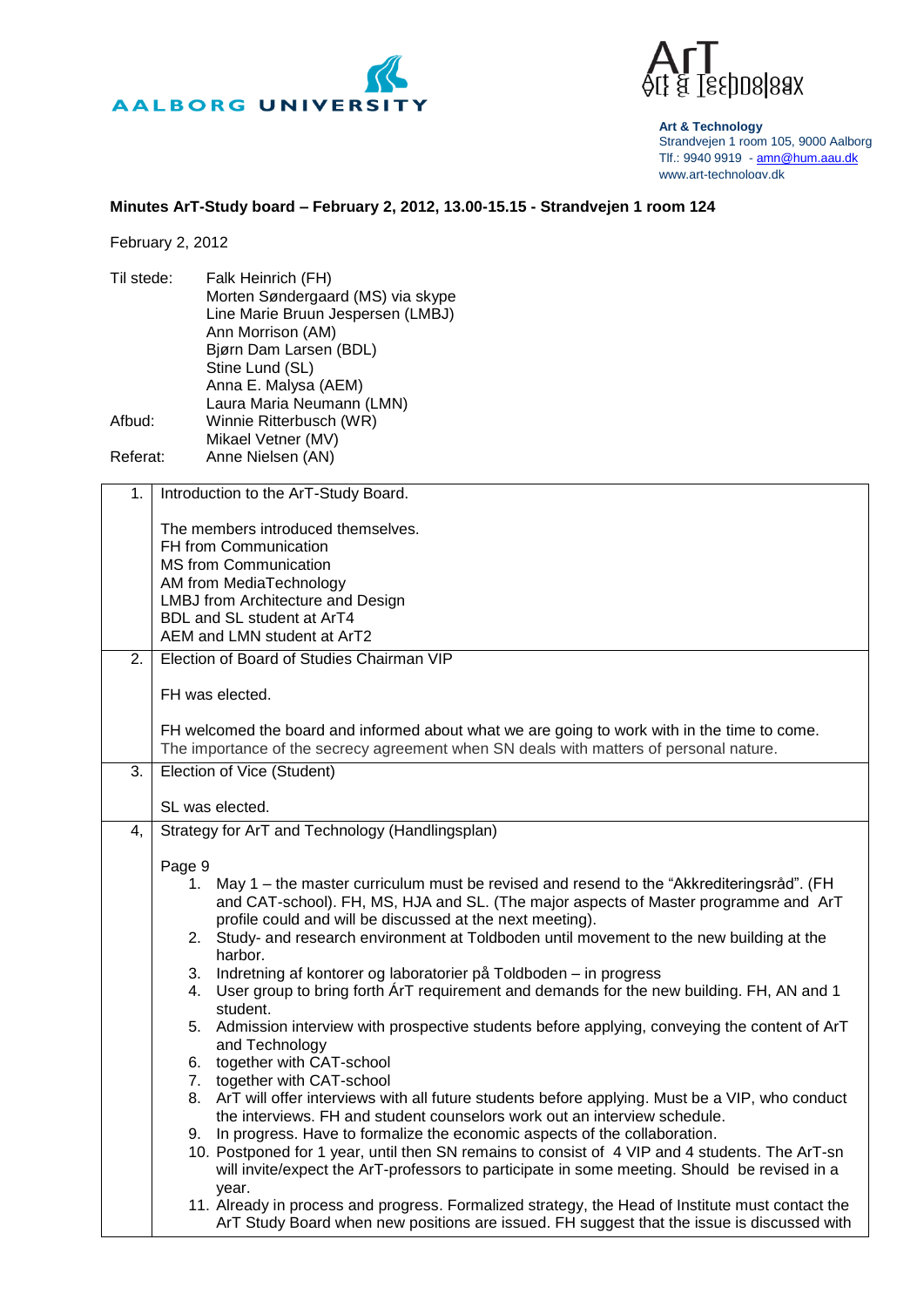AALBORG UNIVERSITY

**Art & Technology**
Strandvejen 1 room 105, 9000 Aalborg
Tlf.: 9940 9919 - amn@hum.aau.dk
www.art-technology.dk

**Minutes ArT-Study board – February 2, 2012, 13.00-15.15 - Strandvejen 1 room 124**

February 2, 2012

| | |
|---|---|
| Til stede: | Falk Heinrich (FH) |
| | Morten Søndergaard (MS) via skype |
| | Line Marie Bruun Jespersen (LMBJ) |
| | Ann Morrison (AM) |
| | Bjørn Dam Larsen (BDL) |
| | Stine Lund (SL) |
| | Anna E. Malysa (AEM) |
| | Laura Maria Neumann (LMN) |
| Afbud: | Winnie Ritterbusch (WR) |
| | Mikael Vetner (MV) |
| Referat: | Anne Nielsen (AN) |

| | |
|---|---|
| 1. | Introduction to the ArT-Study Board.<br><br>The members introduced themselves.<br>FH from Communication<br>MS from Communication<br>AM from MediaTechnology<br>LMBJ from Architecture and Design<br>BDL and SL student at ArT4<br>AEM and LMN student at ArT2 |
| 2. | Election of Board of Studies Chairman VIP<br><br>FH was elected.<br><br>FH welcomed the board and informed about what we are going to work with in the time to come.<br>The importance of the secrecy agreement when SN deals with matters of personal nature. |
| 3. | Election of Vice (Student)<br><br>SL was elected. |
| 4, | Strategy for ArT and Technology (Handlingsplan)<br><br>Page 9<br>1. May 1 – the master curriculum must be revised and resend to the "Akkrediteringsråd". (FH and CAT-school). FH, MS, HJA and SL. (The major aspects of Master programme and ArT profile could and will be discussed at the next meeting).<br>2. Study- and research environment at Toldboden until movement to the new building at the harbor.<br>3. Indretning af kontorer og laboratorier på Toldboden – in progress<br>4. User group to bring forth ÁrT requirement and demands for the new building. FH, AN and 1 student.<br>5. Admission interview with prospective students before applying, conveying the content of ArT and Technology<br>6. together with CAT-school<br>7. together with CAT-school<br>8. ArT will offer interviews with all future students before applying. Must be a VIP, who conduct the interviews. FH and student counselors work out an interview schedule.<br>9. In progress. Have to formalize the economic aspects of the collaboration.<br>10. Postponed for 1 year, until then SN remains to consist of 4 VIP and 4 students. The ArT-sn will invite/expect the ArT-professors to participate in some meeting. Should be revised in a year.<br>11. Already in process and progress. Formalized strategy, the Head of Institute must contact the ArT Study Board when new positions are issued. FH suggest that the issue is discussed with |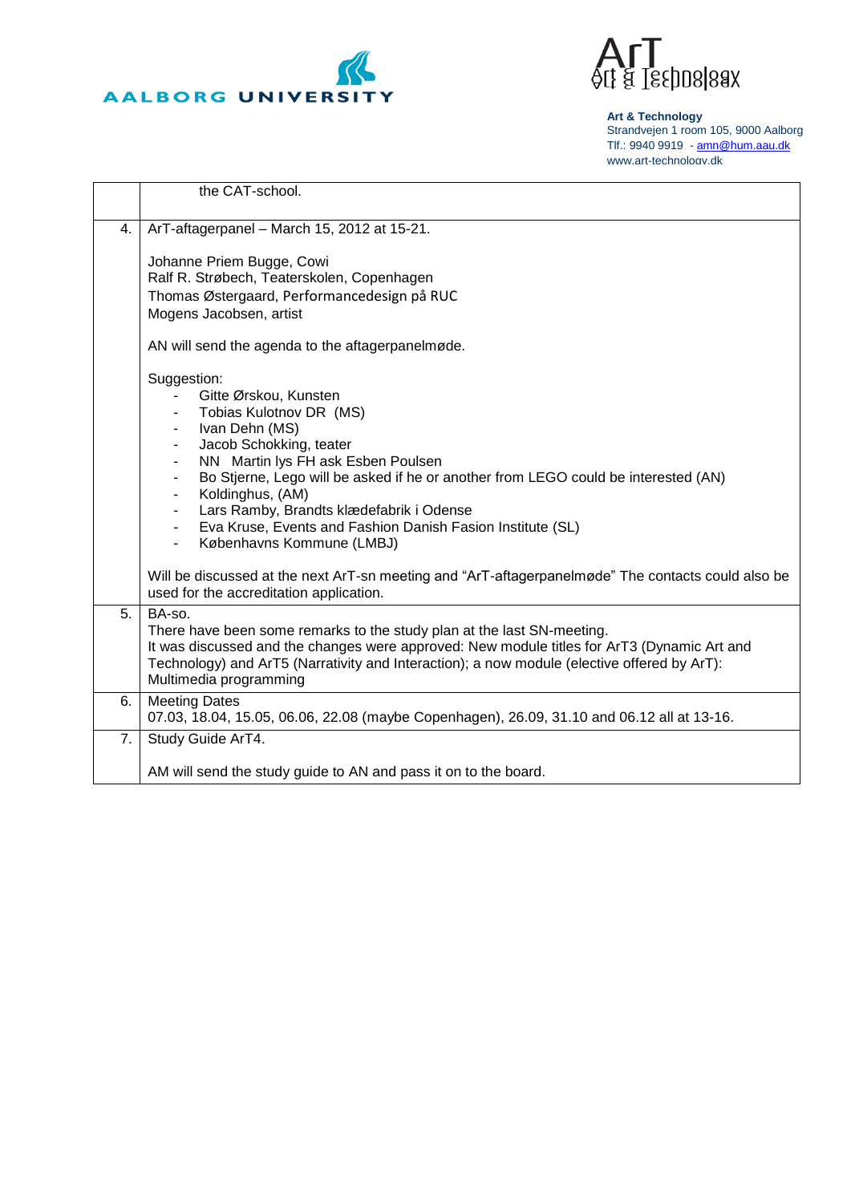| | |
|---|---|
| | the CAT-school. |
| 4. | ArT-aftagerpanel – March 15, 2012 at 15-21.<br><br>Johanne Priem Bugge, Cowi<br>Ralf R. Strøbech, Teaterskolen, Copenhagen<br>Thomas Østergaard, Performancedesign på RUC<br>Mogens Jacobsen, artist<br><br>AN will send the agenda to the aftagerpanelmøde.<br><br>Suggestion:<br>- Gitte Ørskou, Kunsten<br>- Tobias Kulotnov DR (MS)<br>- Ivan Dehn (MS)<br>- Jacob Schokking, teater<br>- NN Martin lys FH ask Esben Poulsen<br>- Bo Stjerne, Lego will be asked if he or another from LEGO could be interested (AN)<br>- Koldinghus, (AM)<br>- Lars Ramby, Brandts klædefabrik i Odense<br>- Eva Kruse, Events and Fashion Danish Fasion Institute (SL)<br>- Københavns Kommune (LMBJ)<br><br>Will be discussed at the next ArT-sn meeting and "ArT-aftagerpanelmøde" The contacts could also be used for the accreditation application. |
| 5. | BA-so.<br>There have been some remarks to the study plan at the last SN-meeting.<br>It was discussed and the changes were approved: New module titles for ArT3 (Dynamic Art and Technology) and ArT5 (Narrativity and Interaction); a now module (elective offered by ArT): Multimedia programming |
| 6. | Meeting Dates<br>07.03, 18.04, 15.05, 06.06, 22.08 (maybe Copenhagen), 26.09, 31.10 and 06.12 all at 13-16. |
| 7. | Study Guide ArT4.<br><br>AM will send the study guide to AN and pass it on to the board. |